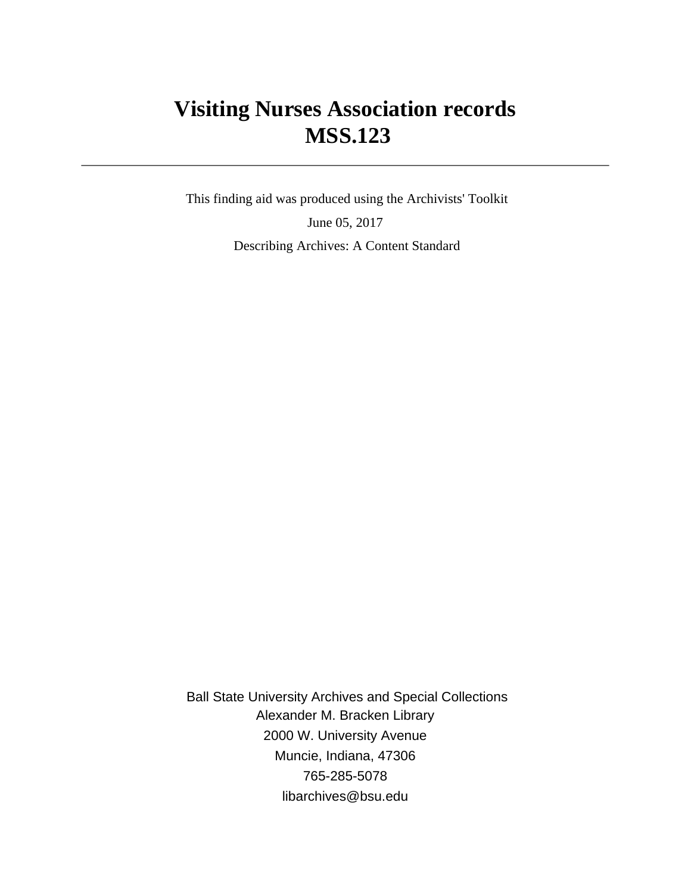# Visiting Nurses Association records
# MSS.123

---

This finding aid was produced using the Archivists' Toolkit

June 05, 2017

Describing Archives: A Content Standard

Ball State University Archives and Special Collections
Alexander M. Bracken Library
2000 W. University Avenue
Muncie, Indiana, 47306
765-285-5078
libarchives@bsu.edu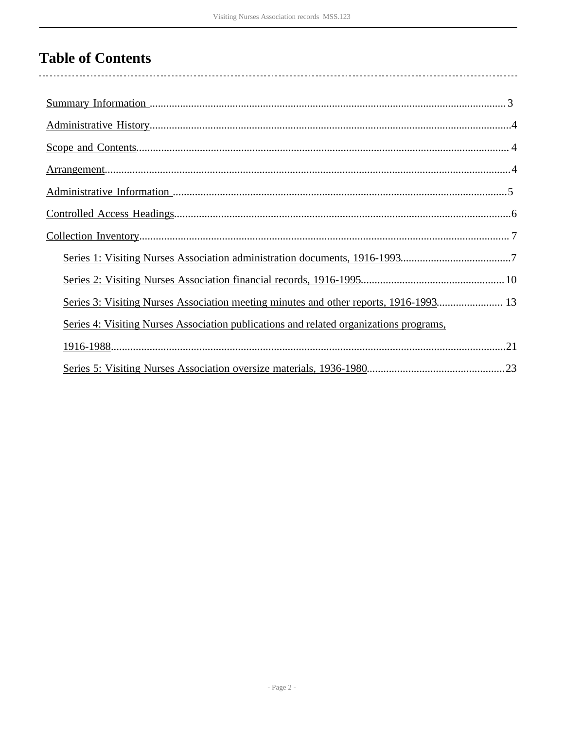# Table of Contents

- Summary Information .................................................. 3
- Administrative History .................................................. 4
- Scope and Contents .................................................. 4
- Arrangement .................................................. 4
- Administrative Information .................................................. 5
- Controlled Access Headings .................................................. 6
- Collection Inventory .................................................. 7
    - Series 1: Visiting Nurses Association administration documents, 1916-1993 .................................................. 7
    - Series 2: Visiting Nurses Association financial records, 1916-1995 .................................................. 10
    - Series 3: Visiting Nurses Association meeting minutes and other reports, 1916-1993 .................................................. 13
    - Series 4: Visiting Nurses Association publications and related organizations programs, 1916-1988 .................................................. 21
    - Series 5: Visiting Nurses Association oversize materials, 1936-1980 .................................................. 23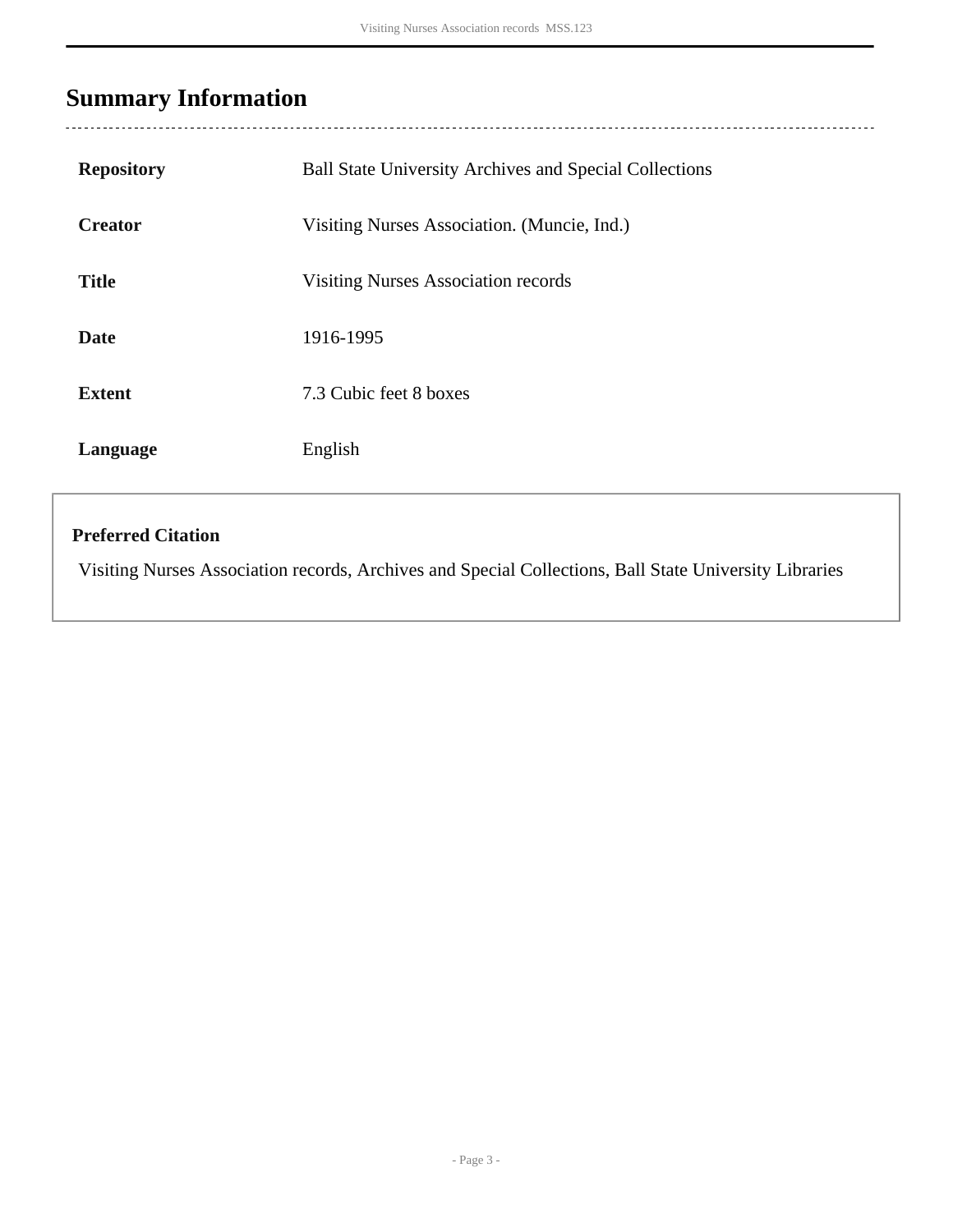## Summary Information

| | |
|---|---|
| **Repository** | Ball State University Archives and Special Collections |
| **Creator** | Visiting Nurses Association. (Muncie, Ind.) |
| **Title** | Visiting Nurses Association records |
| **Date** | 1916-1995 |
| **Extent** | 7.3 Cubic feet 8 boxes |
| **Language** | English |

**Preferred Citation**

Visiting Nurses Association records, Archives and Special Collections, Ball State University Libraries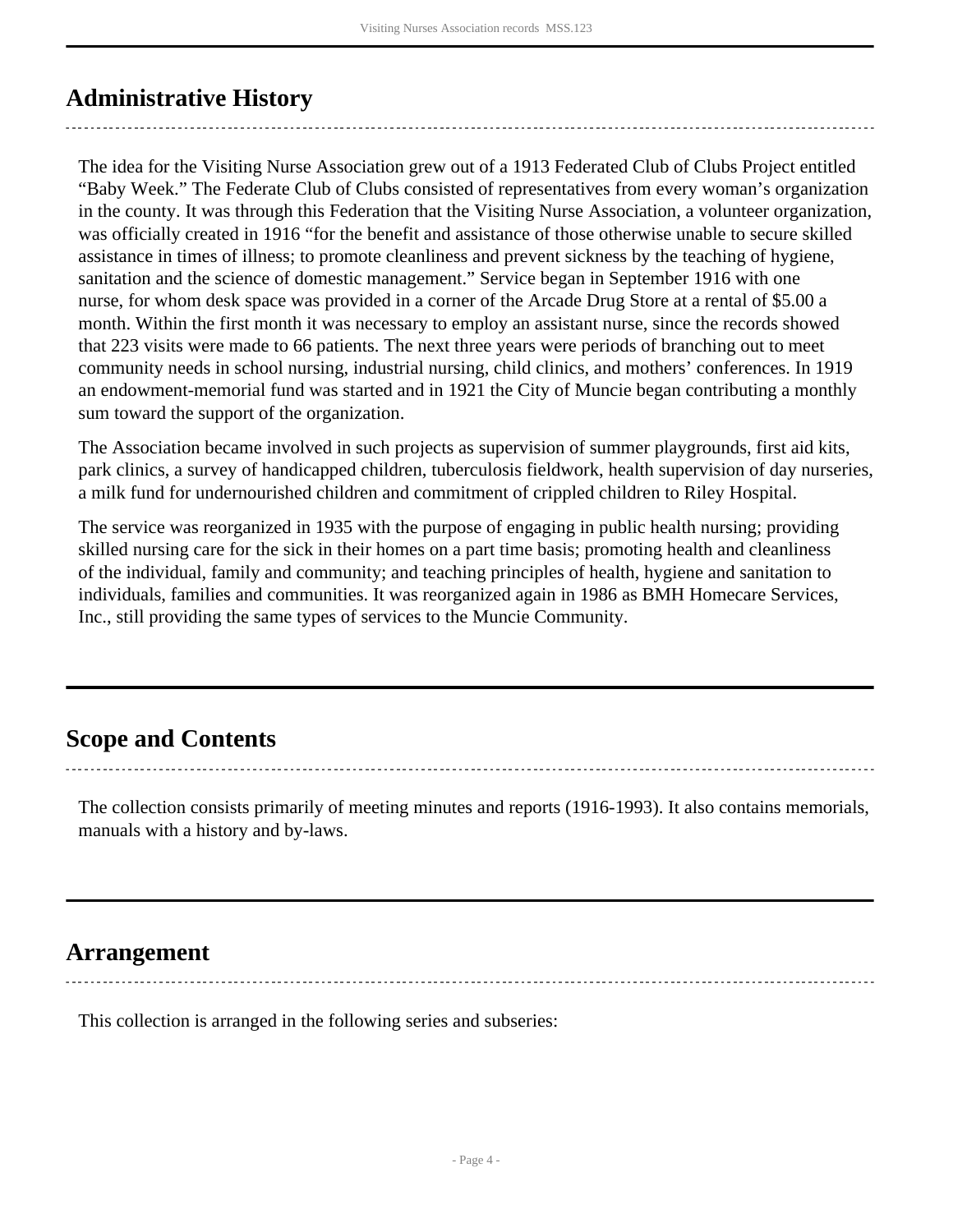## Administrative History

The idea for the Visiting Nurse Association grew out of a 1913 Federated Club of Clubs Project entitled "Baby Week." The Federate Club of Clubs consisted of representatives from every woman's organization in the county. It was through this Federation that the Visiting Nurse Association, a volunteer organization, was officially created in 1916 "for the benefit and assistance of those otherwise unable to secure skilled assistance in times of illness; to promote cleanliness and prevent sickness by the teaching of hygiene, sanitation and the science of domestic management." Service began in September 1916 with one nurse, for whom desk space was provided in a corner of the Arcade Drug Store at a rental of $5.00 a month. Within the first month it was necessary to employ an assistant nurse, since the records showed that 223 visits were made to 66 patients. The next three years were periods of branching out to meet community needs in school nursing, industrial nursing, child clinics, and mothers' conferences. In 1919 an endowment-memorial fund was started and in 1921 the City of Muncie began contributing a monthly sum toward the support of the organization.

The Association became involved in such projects as supervision of summer playgrounds, first aid kits, park clinics, a survey of handicapped children, tuberculosis fieldwork, health supervision of day nurseries, a milk fund for undernourished children and commitment of crippled children to Riley Hospital.

The service was reorganized in 1935 with the purpose of engaging in public health nursing; providing skilled nursing care for the sick in their homes on a part time basis; promoting health and cleanliness of the individual, family and community; and teaching principles of health, hygiene and sanitation to individuals, families and communities. It was reorganized again in 1986 as BMH Homecare Services, Inc., still providing the same types of services to the Muncie Community.

## Scope and Contents

The collection consists primarily of meeting minutes and reports (1916-1993). It also contains memorials, manuals with a history and by-laws.

## Arrangement

This collection is arranged in the following series and subseries: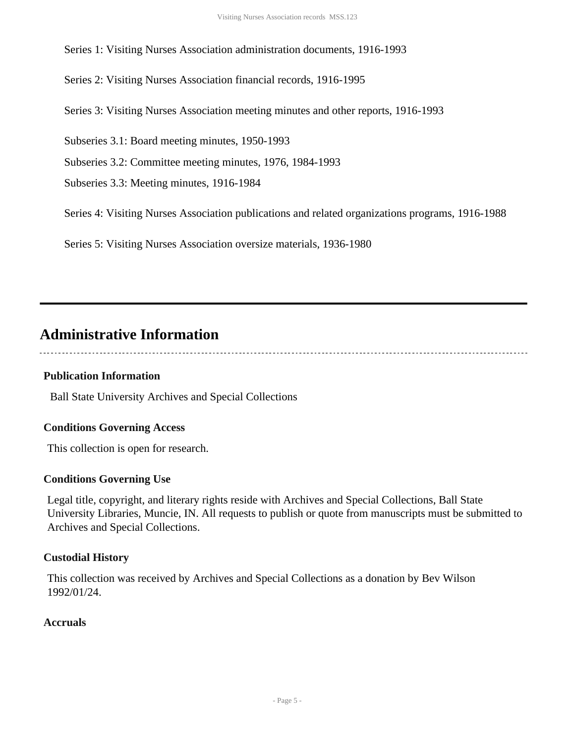Series 1: Visiting Nurses Association administration documents, 1916-1993

Series 2: Visiting Nurses Association financial records, 1916-1995

Series 3: Visiting Nurses Association meeting minutes and other reports, 1916-1993

Subseries 3.1: Board meeting minutes, 1950-1993

Subseries 3.2: Committee meeting minutes, 1976, 1984-1993

Subseries 3.3: Meeting minutes, 1916-1984

Series 4: Visiting Nurses Association publications and related organizations programs, 1916-1988

Series 5: Visiting Nurses Association oversize materials, 1936-1980

---

## Administrative Information

### Publication Information

Ball State University Archives and Special Collections

### Conditions Governing Access

This collection is open for research.

### Conditions Governing Use

Legal title, copyright, and literary rights reside with Archives and Special Collections, Ball State University Libraries, Muncie, IN. All requests to publish or quote from manuscripts must be submitted to Archives and Special Collections.

### Custodial History

This collection was received by Archives and Special Collections as a donation by Bev Wilson 1992/01/24.

### Accruals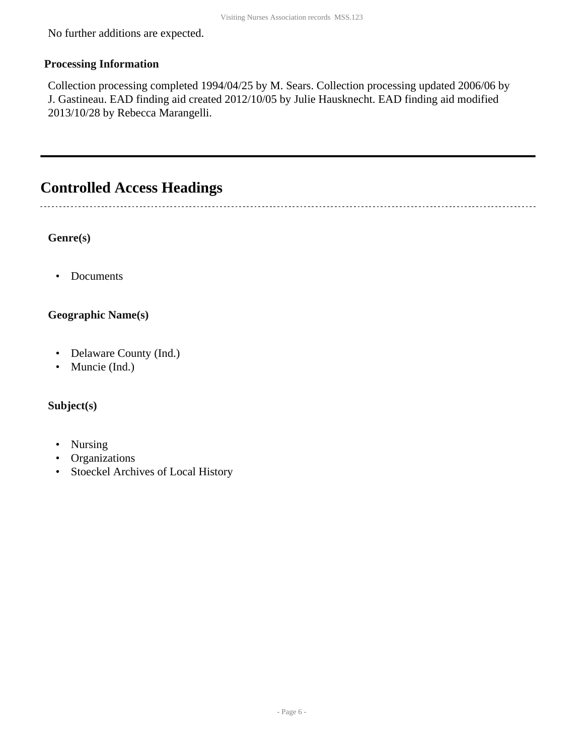No further additions are expected.

### Processing Information

Collection processing completed 1994/04/25 by M. Sears. Collection processing updated 2006/06 by J. Gastineau. EAD finding aid created 2012/10/05 by Julie Hausknecht. EAD finding aid modified 2013/10/28 by Rebecca Marangelli.

---

## Controlled Access Headings

### Genre(s)

- Documents

### Geographic Name(s)

- Delaware County (Ind.)
- Muncie (Ind.)

### Subject(s)

- Nursing
- Organizations
- Stoeckel Archives of Local History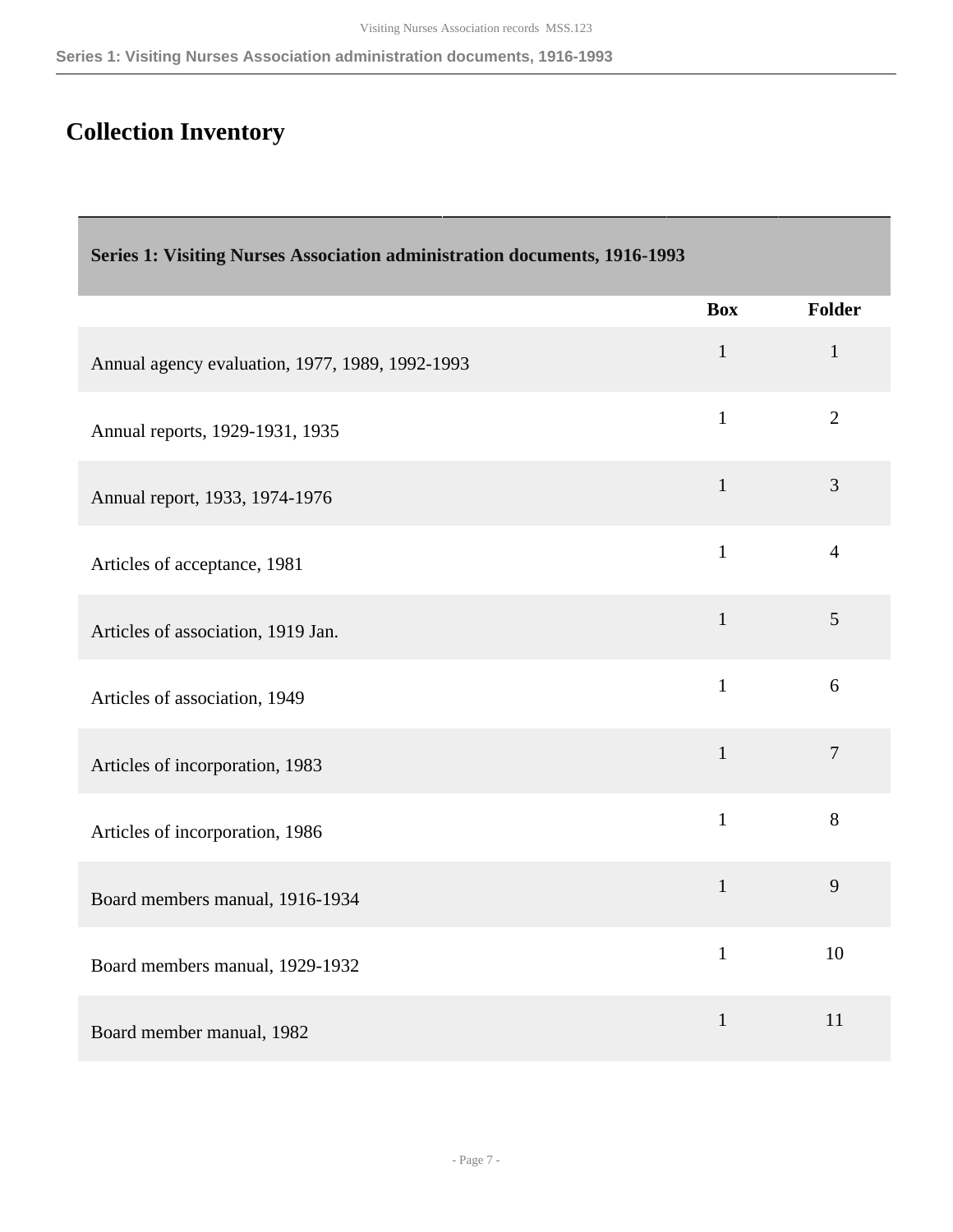## Collection Inventory

| Series 1: Visiting Nurses Association administration documents, 1916-1993 | | |
|---|---|---|
| | **Box** | **Folder** |
| Annual agency evaluation, 1977, 1989, 1992-1993 | 1 | 1 |
| Annual reports, 1929-1931, 1935 | 1 | 2 |
| Annual report, 1933, 1974-1976 | 1 | 3 |
| Articles of acceptance, 1981 | 1 | 4 |
| Articles of association, 1919 Jan. | 1 | 5 |
| Articles of association, 1949 | 1 | 6 |
| Articles of incorporation, 1983 | 1 | 7 |
| Articles of incorporation, 1986 | 1 | 8 |
| Board members manual, 1916-1934 | 1 | 9 |
| Board members manual, 1929-1932 | 1 | 10 |
| Board member manual, 1982 | 1 | 11 |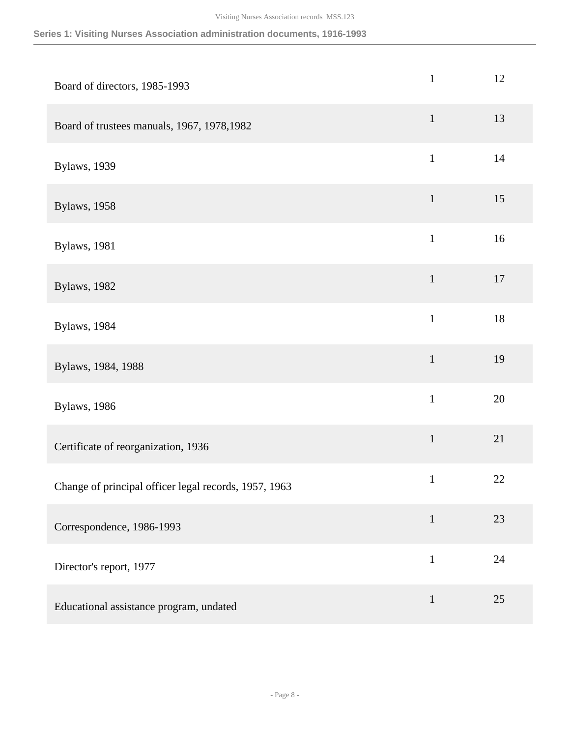## Series 1: Visiting Nurses Association administration documents, 1916-1993

| | | |
|---|---|---|
| Board of directors, 1985-1993 | 1 | 12 |
| Board of trustees manuals, 1967, 1978,1982 | 1 | 13 |
| Bylaws, 1939 | 1 | 14 |
| Bylaws, 1958 | 1 | 15 |
| Bylaws, 1981 | 1 | 16 |
| Bylaws, 1982 | 1 | 17 |
| Bylaws, 1984 | 1 | 18 |
| Bylaws, 1984, 1988 | 1 | 19 |
| Bylaws, 1986 | 1 | 20 |
| Certificate of reorganization, 1936 | 1 | 21 |
| Change of principal officer legal records, 1957, 1963 | 1 | 22 |
| Correspondence, 1986-1993 | 1 | 23 |
| Director's report, 1977 | 1 | 24 |
| Educational assistance program, undated | 1 | 25 |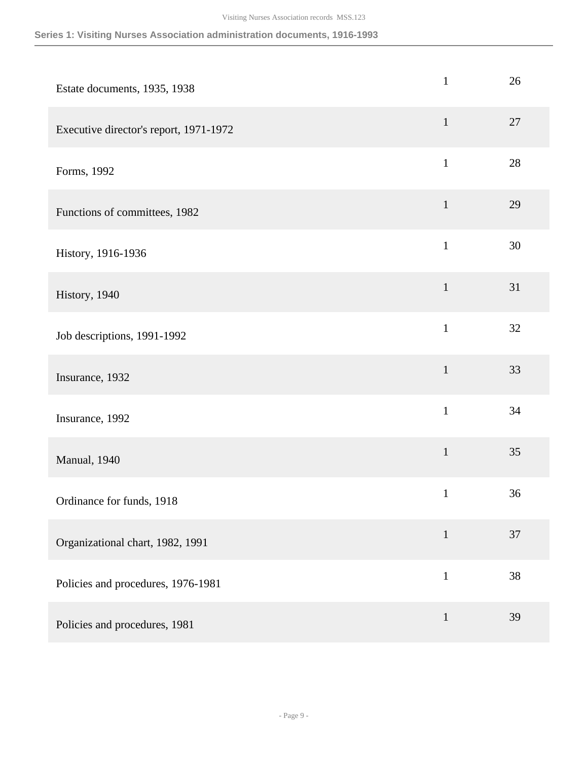## Series 1: Visiting Nurses Association administration documents, 1916-1993

| | | |
|---|---|---|
| Estate documents, 1935, 1938 | 1 | 26 |
| Executive director's report, 1971-1972 | 1 | 27 |
| Forms, 1992 | 1 | 28 |
| Functions of committees, 1982 | 1 | 29 |
| History, 1916-1936 | 1 | 30 |
| History, 1940 | 1 | 31 |
| Job descriptions, 1991-1992 | 1 | 32 |
| Insurance, 1932 | 1 | 33 |
| Insurance, 1992 | 1 | 34 |
| Manual, 1940 | 1 | 35 |
| Ordinance for funds, 1918 | 1 | 36 |
| Organizational chart, 1982, 1991 | 1 | 37 |
| Policies and procedures, 1976-1981 | 1 | 38 |
| Policies and procedures, 1981 | 1 | 39 |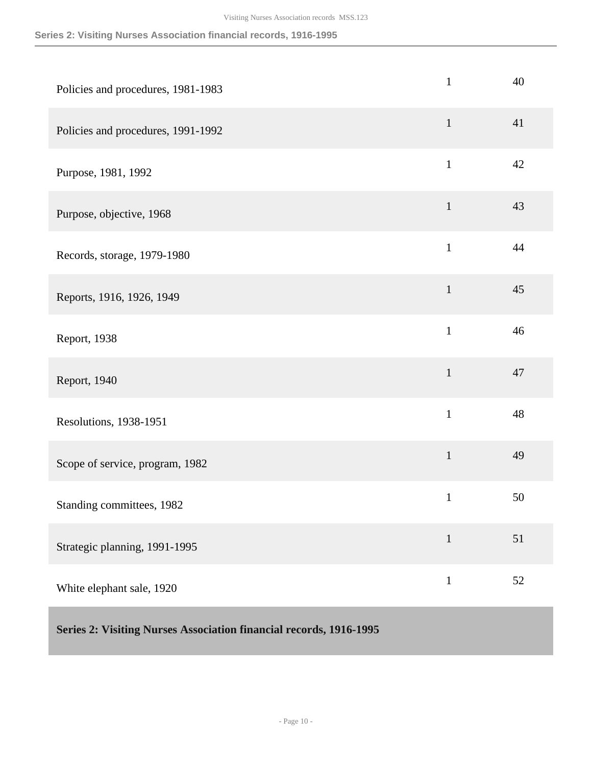| | | |
|---|---|---|
| Policies and procedures, 1981-1983 | 1 | 40 |
| Policies and procedures, 1991-1992 | 1 | 41 |
| Purpose, 1981, 1992 | 1 | 42 |
| Purpose, objective, 1968 | 1 | 43 |
| Records, storage, 1979-1980 | 1 | 44 |
| Reports, 1916, 1926, 1949 | 1 | 45 |
| Report, 1938 | 1 | 46 |
| Report, 1940 | 1 | 47 |
| Resolutions, 1938-1951 | 1 | 48 |
| Scope of service, program, 1982 | 1 | 49 |
| Standing committees, 1982 | 1 | 50 |
| Strategic planning, 1991-1995 | 1 | 51 |
| White elephant sale, 1920 | 1 | 52 |

## Series 2: Visiting Nurses Association financial records, 1916-1995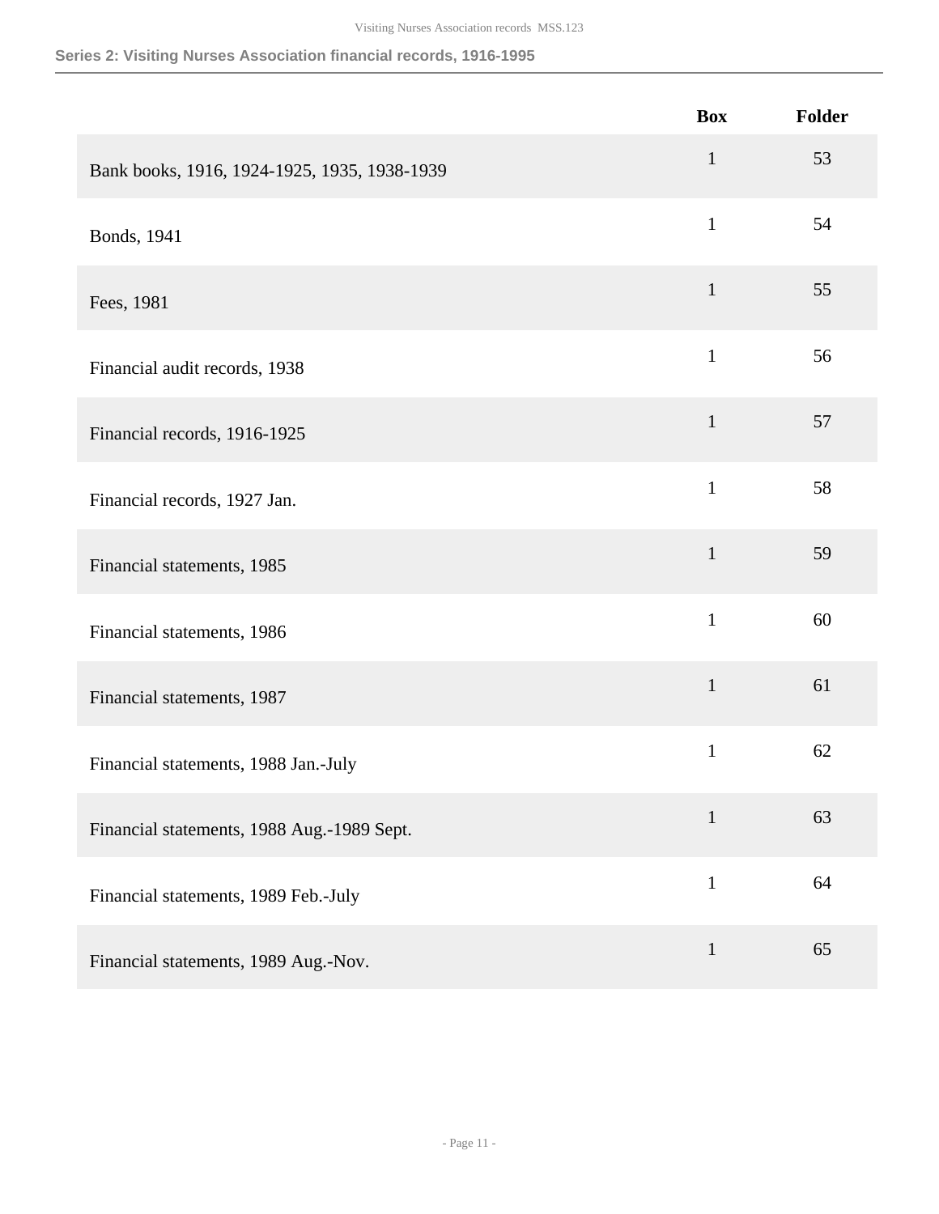### Series 2: Visiting Nurses Association financial records, 1916-1995

| | Box | Folder |
|---|---|---|
| Bank books, 1916, 1924-1925, 1935, 1938-1939 | 1 | 53 |
| Bonds, 1941 | 1 | 54 |
| Fees, 1981 | 1 | 55 |
| Financial audit records, 1938 | 1 | 56 |
| Financial records, 1916-1925 | 1 | 57 |
| Financial records, 1927 Jan. | 1 | 58 |
| Financial statements, 1985 | 1 | 59 |
| Financial statements, 1986 | 1 | 60 |
| Financial statements, 1987 | 1 | 61 |
| Financial statements, 1988 Jan.-July | 1 | 62 |
| Financial statements, 1988 Aug.-1989 Sept. | 1 | 63 |
| Financial statements, 1989 Feb.-July | 1 | 64 |
| Financial statements, 1989 Aug.-Nov. | 1 | 65 |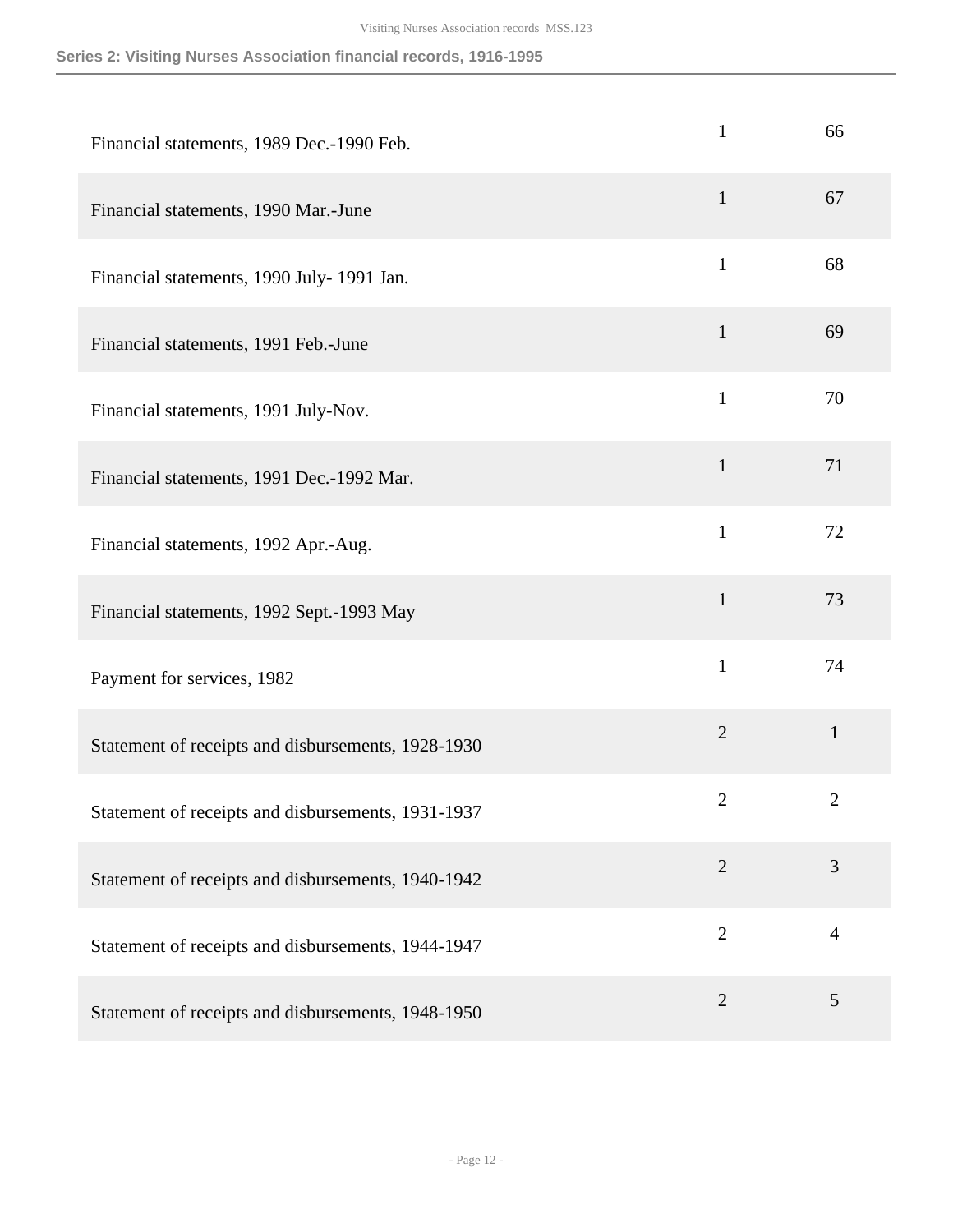## Series 2: Visiting Nurses Association financial records, 1916-1995

| | | |
|---|---|---|
| Financial statements, 1989 Dec.-1990 Feb. | 1 | 66 |
| Financial statements, 1990 Mar.-June | 1 | 67 |
| Financial statements, 1990 July- 1991 Jan. | 1 | 68 |
| Financial statements, 1991 Feb.-June | 1 | 69 |
| Financial statements, 1991 July-Nov. | 1 | 70 |
| Financial statements, 1991 Dec.-1992 Mar. | 1 | 71 |
| Financial statements, 1992 Apr.-Aug. | 1 | 72 |
| Financial statements, 1992 Sept.-1993 May | 1 | 73 |
| Payment for services, 1982 | 1 | 74 |
| Statement of receipts and disbursements, 1928-1930 | 2 | 1 |
| Statement of receipts and disbursements, 1931-1937 | 2 | 2 |
| Statement of receipts and disbursements, 1940-1942 | 2 | 3 |
| Statement of receipts and disbursements, 1944-1947 | 2 | 4 |
| Statement of receipts and disbursements, 1948-1950 | 2 | 5 |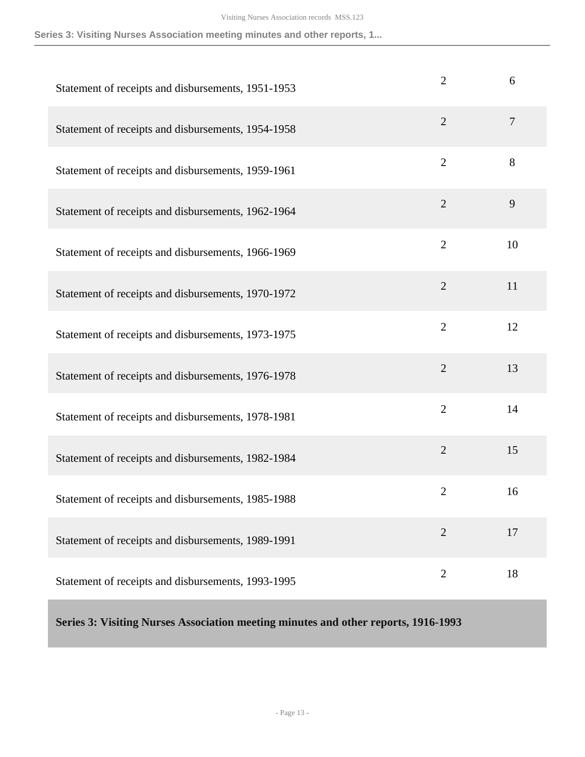| | | |
|---|---|---|
| Statement of receipts and disbursements, 1951-1953 | 2 | 6 |
| Statement of receipts and disbursements, 1954-1958 | 2 | 7 |
| Statement of receipts and disbursements, 1959-1961 | 2 | 8 |
| Statement of receipts and disbursements, 1962-1964 | 2 | 9 |
| Statement of receipts and disbursements, 1966-1969 | 2 | 10 |
| Statement of receipts and disbursements, 1970-1972 | 2 | 11 |
| Statement of receipts and disbursements, 1973-1975 | 2 | 12 |
| Statement of receipts and disbursements, 1976-1978 | 2 | 13 |
| Statement of receipts and disbursements, 1978-1981 | 2 | 14 |
| Statement of receipts and disbursements, 1982-1984 | 2 | 15 |
| Statement of receipts and disbursements, 1985-1988 | 2 | 16 |
| Statement of receipts and disbursements, 1989-1991 | 2 | 17 |
| Statement of receipts and disbursements, 1993-1995 | 2 | 18 |

**Series 3: Visiting Nurses Association meeting minutes and other reports, 1916-1993**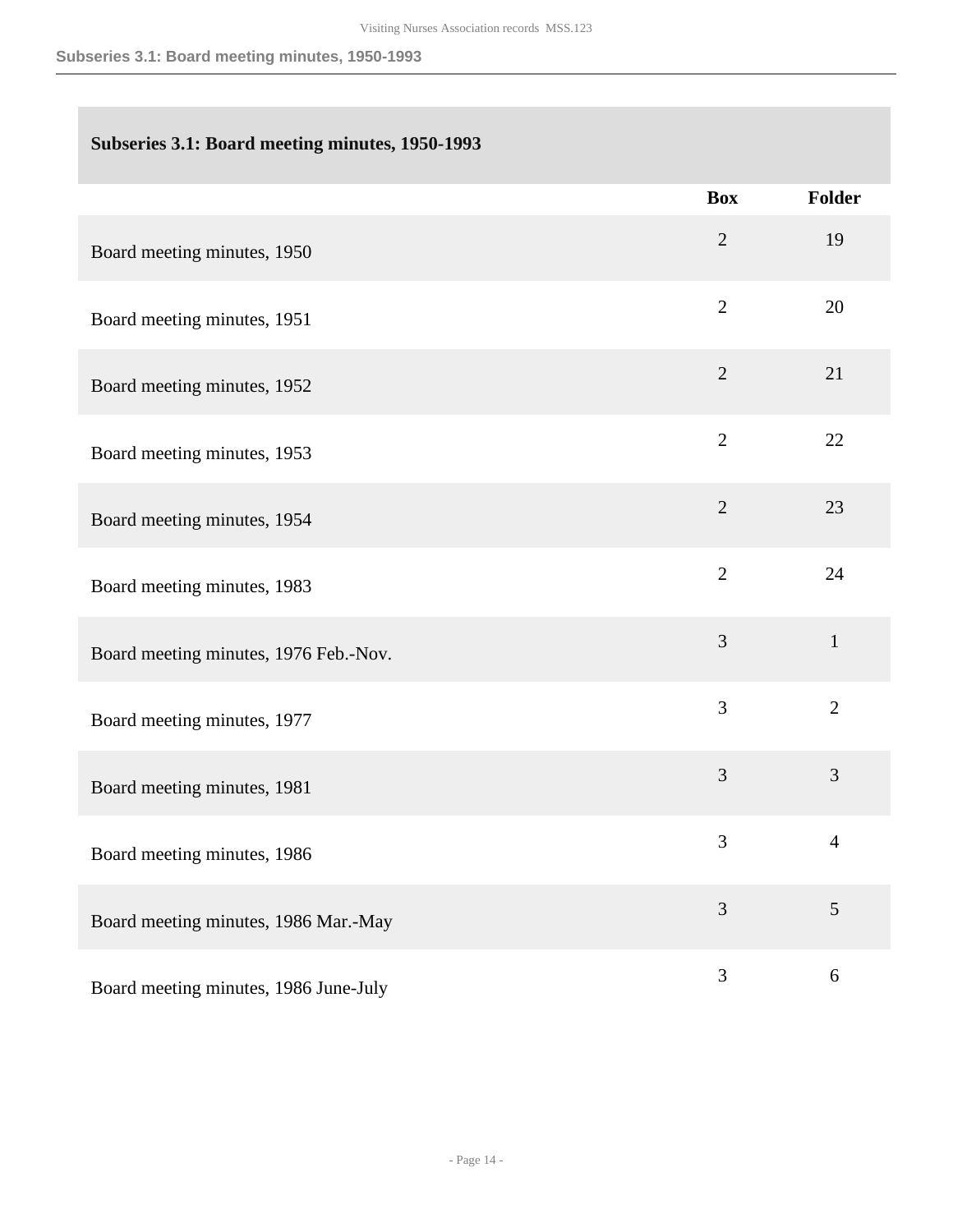## Subseries 3.1: Board meeting minutes, 1950-1993

| | Box | Folder |
|---|---|---|
| Board meeting minutes, 1950 | 2 | 19 |
| Board meeting minutes, 1951 | 2 | 20 |
| Board meeting minutes, 1952 | 2 | 21 |
| Board meeting minutes, 1953 | 2 | 22 |
| Board meeting minutes, 1954 | 2 | 23 |
| Board meeting minutes, 1983 | 2 | 24 |
| Board meeting minutes, 1976 Feb.-Nov. | 3 | 1 |
| Board meeting minutes, 1977 | 3 | 2 |
| Board meeting minutes, 1981 | 3 | 3 |
| Board meeting minutes, 1986 | 3 | 4 |
| Board meeting minutes, 1986 Mar.-May | 3 | 5 |
| Board meeting minutes, 1986 June-July | 3 | 6 |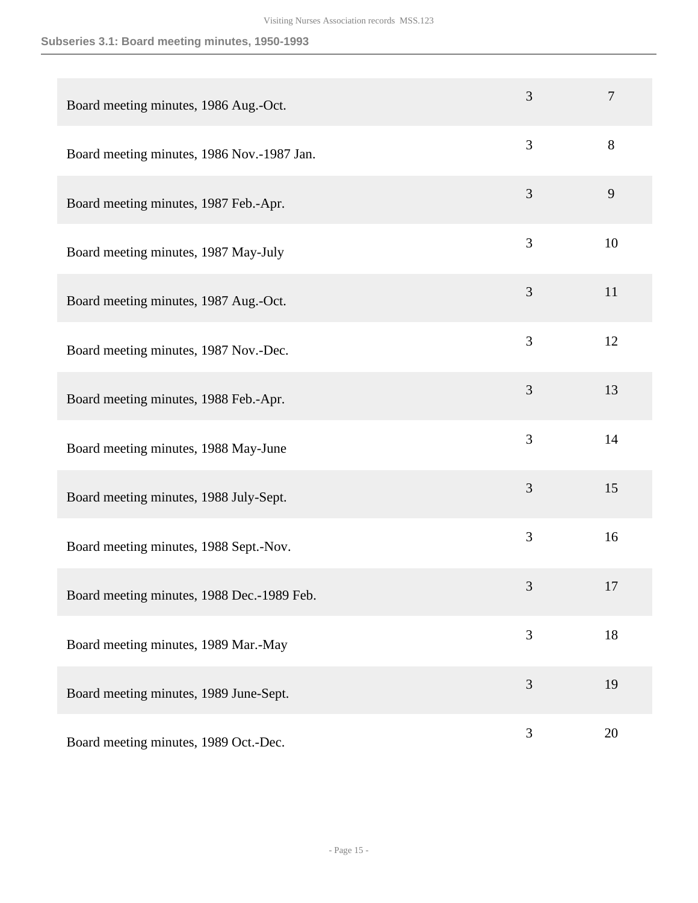### Subseries 3.1: Board meeting minutes, 1950-1993

| | | |
|---|---|---|
| Board meeting minutes, 1986 Aug.-Oct. | 3 | 7 |
| Board meeting minutes, 1986 Nov.-1987 Jan. | 3 | 8 |
| Board meeting minutes, 1987 Feb.-Apr. | 3 | 9 |
| Board meeting minutes, 1987 May-July | 3 | 10 |
| Board meeting minutes, 1987 Aug.-Oct. | 3 | 11 |
| Board meeting minutes, 1987 Nov.-Dec. | 3 | 12 |
| Board meeting minutes, 1988 Feb.-Apr. | 3 | 13 |
| Board meeting minutes, 1988 May-June | 3 | 14 |
| Board meeting minutes, 1988 July-Sept. | 3 | 15 |
| Board meeting minutes, 1988 Sept.-Nov. | 3 | 16 |
| Board meeting minutes, 1988 Dec.-1989 Feb. | 3 | 17 |
| Board meeting minutes, 1989 Mar.-May | 3 | 18 |
| Board meeting minutes, 1989 June-Sept. | 3 | 19 |
| Board meeting minutes, 1989 Oct.-Dec. | 3 | 20 |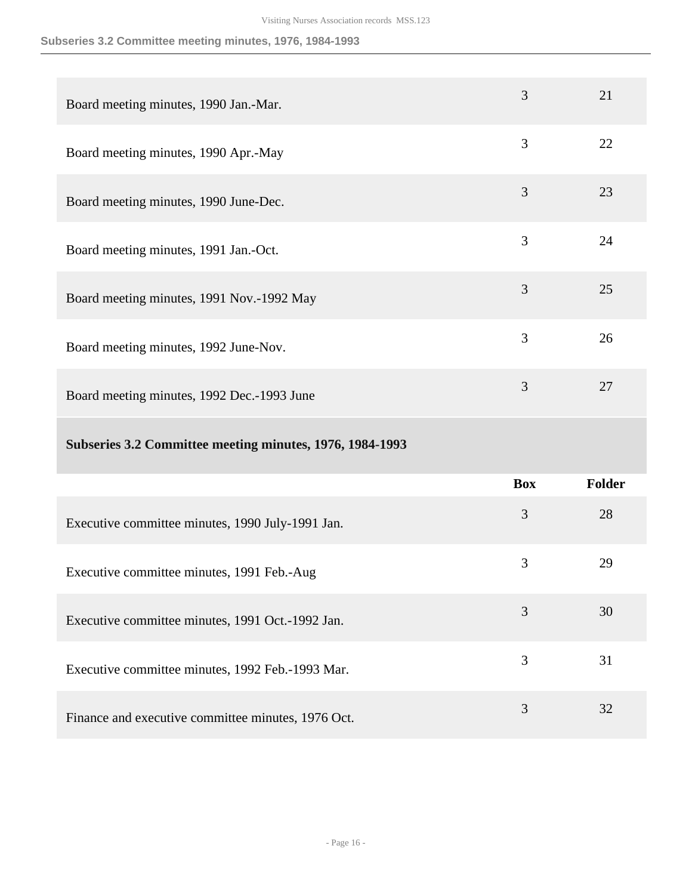| | Box | Folder |
|---|---|---|
| Board meeting minutes, 1990 Jan.-Mar. | 3 | 21 |
| Board meeting minutes, 1990 Apr.-May | 3 | 22 |
| Board meeting minutes, 1990 June-Dec. | 3 | 23 |
| Board meeting minutes, 1991 Jan.-Oct. | 3 | 24 |
| Board meeting minutes, 1991 Nov.-1992 May | 3 | 25 |
| Board meeting minutes, 1992 June-Nov. | 3 | 26 |
| Board meeting minutes, 1992 Dec.-1993 June | 3 | 27 |

### Subseries 3.2 Committee meeting minutes, 1976, 1984-1993

| | Box | Folder |
|---|---|---|
| Executive committee minutes, 1990 July-1991 Jan. | 3 | 28 |
| Executive committee minutes, 1991 Feb.-Aug | 3 | 29 |
| Executive committee minutes, 1991 Oct.-1992 Jan. | 3 | 30 |
| Executive committee minutes, 1992 Feb.-1993 Mar. | 3 | 31 |
| Finance and executive committee minutes, 1976 Oct. | 3 | 32 |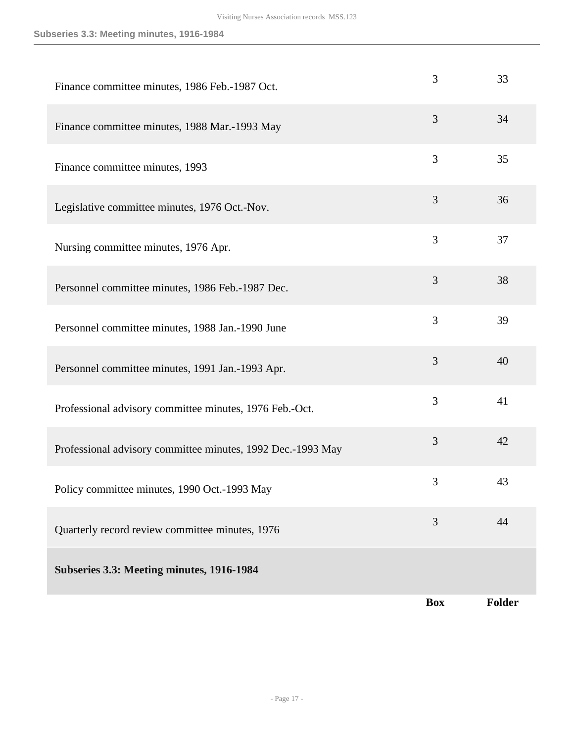| | Box | Folder |
|---|---|---|
| Finance committee minutes, 1986 Feb.-1987 Oct. | 3 | 33 |
| Finance committee minutes, 1988 Mar.-1993 May | 3 | 34 |
| Finance committee minutes, 1993 | 3 | 35 |
| Legislative committee minutes, 1976 Oct.-Nov. | 3 | 36 |
| Nursing committee minutes, 1976 Apr. | 3 | 37 |
| Personnel committee minutes, 1986 Feb.-1987 Dec. | 3 | 38 |
| Personnel committee minutes, 1988 Jan.-1990 June | 3 | 39 |
| Personnel committee minutes, 1991 Jan.-1993 Apr. | 3 | 40 |
| Professional advisory committee minutes, 1976 Feb.-Oct. | 3 | 41 |
| Professional advisory committee minutes, 1992 Dec.-1993 May | 3 | 42 |
| Policy committee minutes, 1990 Oct.-1993 May | 3 | 43 |
| Quarterly record review committee minutes, 1976 | 3 | 44 |

**Subseries 3.3: Meeting minutes, 1916-1984**

| | Box | Folder |
|---|---|---|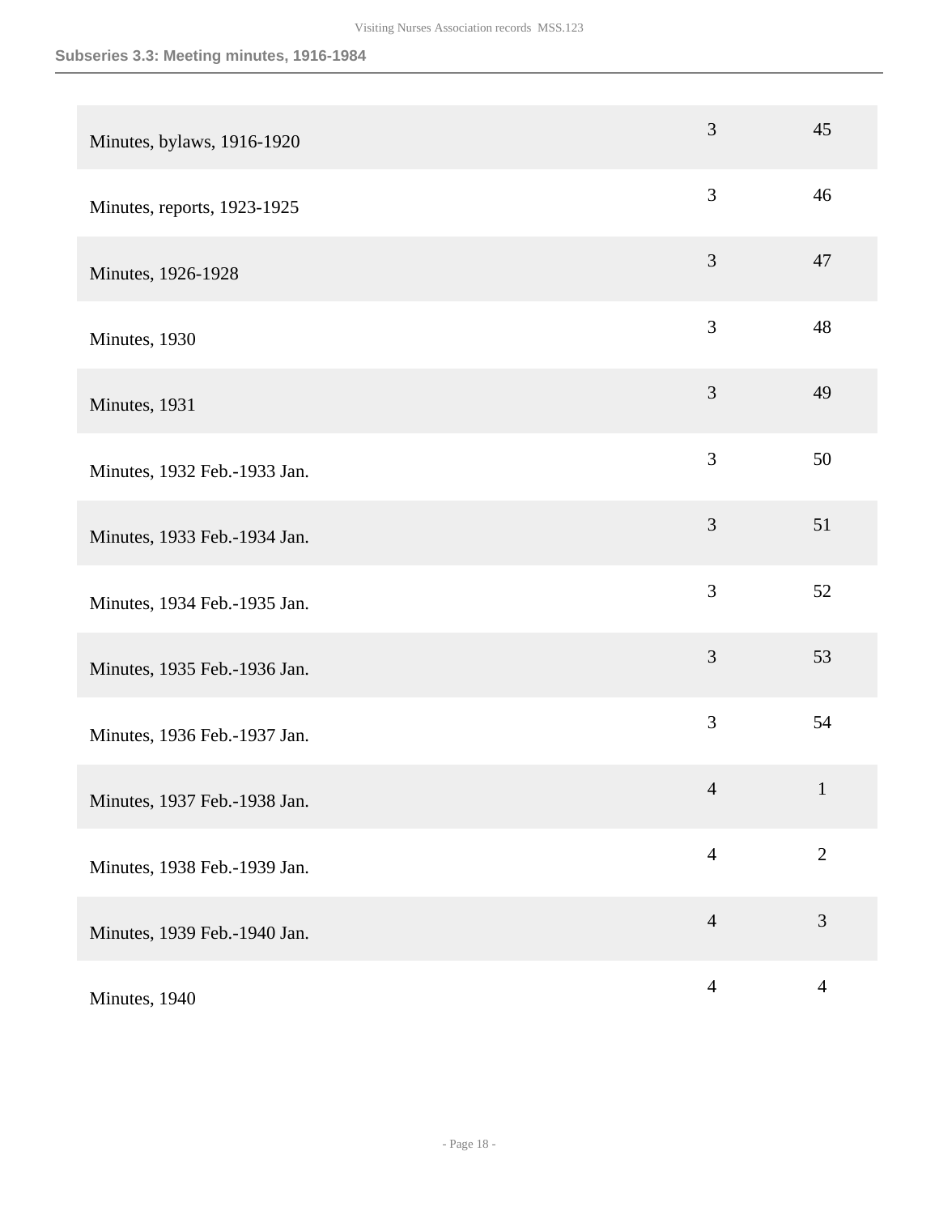### Subseries 3.3: Meeting minutes, 1916-1984

| Title | Box | Folder |
|---|---|---|
| Minutes, bylaws, 1916-1920 | 3 | 45 |
| Minutes, reports, 1923-1925 | 3 | 46 |
| Minutes, 1926-1928 | 3 | 47 |
| Minutes, 1930 | 3 | 48 |
| Minutes, 1931 | 3 | 49 |
| Minutes, 1932 Feb.-1933 Jan. | 3 | 50 |
| Minutes, 1933 Feb.-1934 Jan. | 3 | 51 |
| Minutes, 1934 Feb.-1935 Jan. | 3 | 52 |
| Minutes, 1935 Feb.-1936 Jan. | 3 | 53 |
| Minutes, 1936 Feb.-1937 Jan. | 3 | 54 |
| Minutes, 1937 Feb.-1938 Jan. | 4 | 1 |
| Minutes, 1938 Feb.-1939 Jan. | 4 | 2 |
| Minutes, 1939 Feb.-1940 Jan. | 4 | 3 |
| Minutes, 1940 | 4 | 4 |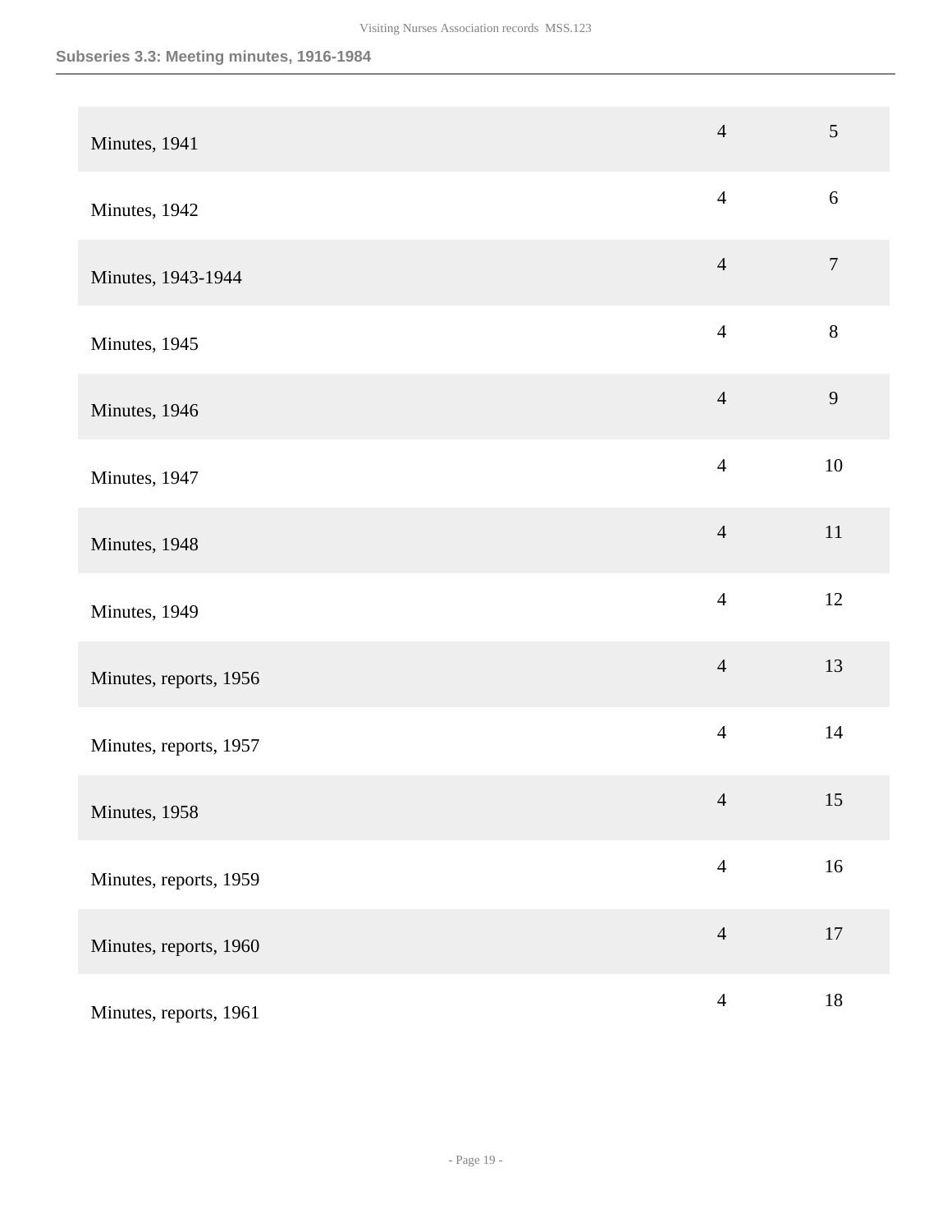## Subseries 3.3: Meeting minutes, 1916-1984

| | | |
|---|---|---|
| Minutes, 1941 | 4 | 5 |
| Minutes, 1942 | 4 | 6 |
| Minutes, 1943-1944 | 4 | 7 |
| Minutes, 1945 | 4 | 8 |
| Minutes, 1946 | 4 | 9 |
| Minutes, 1947 | 4 | 10 |
| Minutes, 1948 | 4 | 11 |
| Minutes, 1949 | 4 | 12 |
| Minutes, reports, 1956 | 4 | 13 |
| Minutes, reports, 1957 | 4 | 14 |
| Minutes, 1958 | 4 | 15 |
| Minutes, reports, 1959 | 4 | 16 |
| Minutes, reports, 1960 | 4 | 17 |
| Minutes, reports, 1961 | 4 | 18 |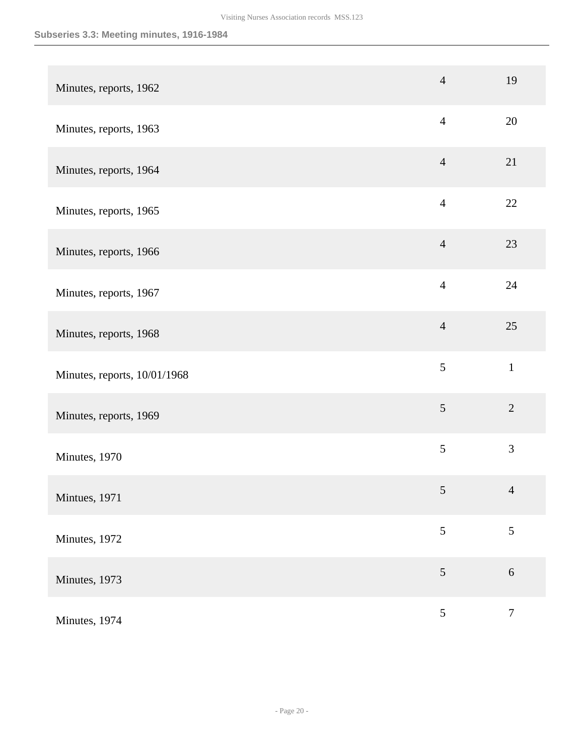### Subseries 3.3: Meeting minutes, 1916-1984

| | | |
|---|---|---|
| Minutes, reports, 1962 | 4 | 19 |
| Minutes, reports, 1963 | 4 | 20 |
| Minutes, reports, 1964 | 4 | 21 |
| Minutes, reports, 1965 | 4 | 22 |
| Minutes, reports, 1966 | 4 | 23 |
| Minutes, reports, 1967 | 4 | 24 |
| Minutes, reports, 1968 | 4 | 25 |
| Minutes, reports, 10/01/1968 | 5 | 1 |
| Minutes, reports, 1969 | 5 | 2 |
| Minutes, 1970 | 5 | 3 |
| Mintues, 1971 | 5 | 4 |
| Minutes, 1972 | 5 | 5 |
| Minutes, 1973 | 5 | 6 |
| Minutes, 1974 | 5 | 7 |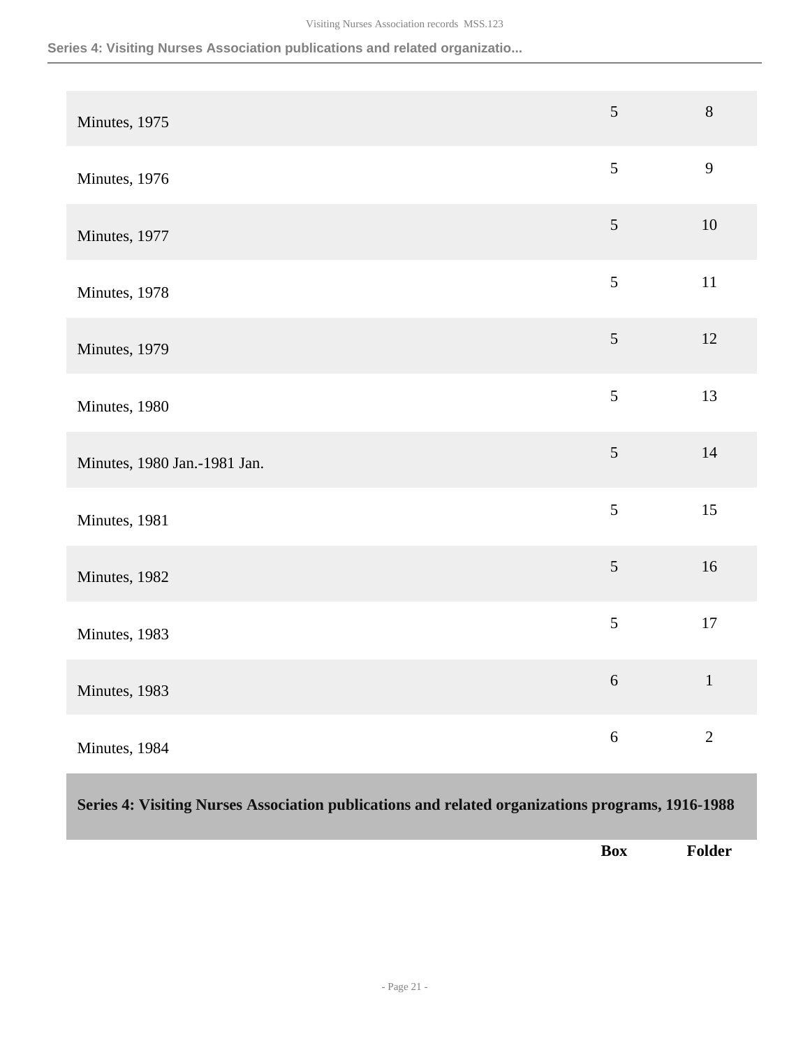| | Box | Folder |
|---|---|---|
| Minutes, 1975 | 5 | 8 |
| Minutes, 1976 | 5 | 9 |
| Minutes, 1977 | 5 | 10 |
| Minutes, 1978 | 5 | 11 |
| Minutes, 1979 | 5 | 12 |
| Minutes, 1980 | 5 | 13 |
| Minutes, 1980 Jan.-1981 Jan. | 5 | 14 |
| Minutes, 1981 | 5 | 15 |
| Minutes, 1982 | 5 | 16 |
| Minutes, 1983 | 5 | 17 |
| Minutes, 1983 | 6 | 1 |
| Minutes, 1984 | 6 | 2 |

## Series 4: Visiting Nurses Association publications and related organizations programs, 1916-1988

| | Box | Folder |
|---|---|---|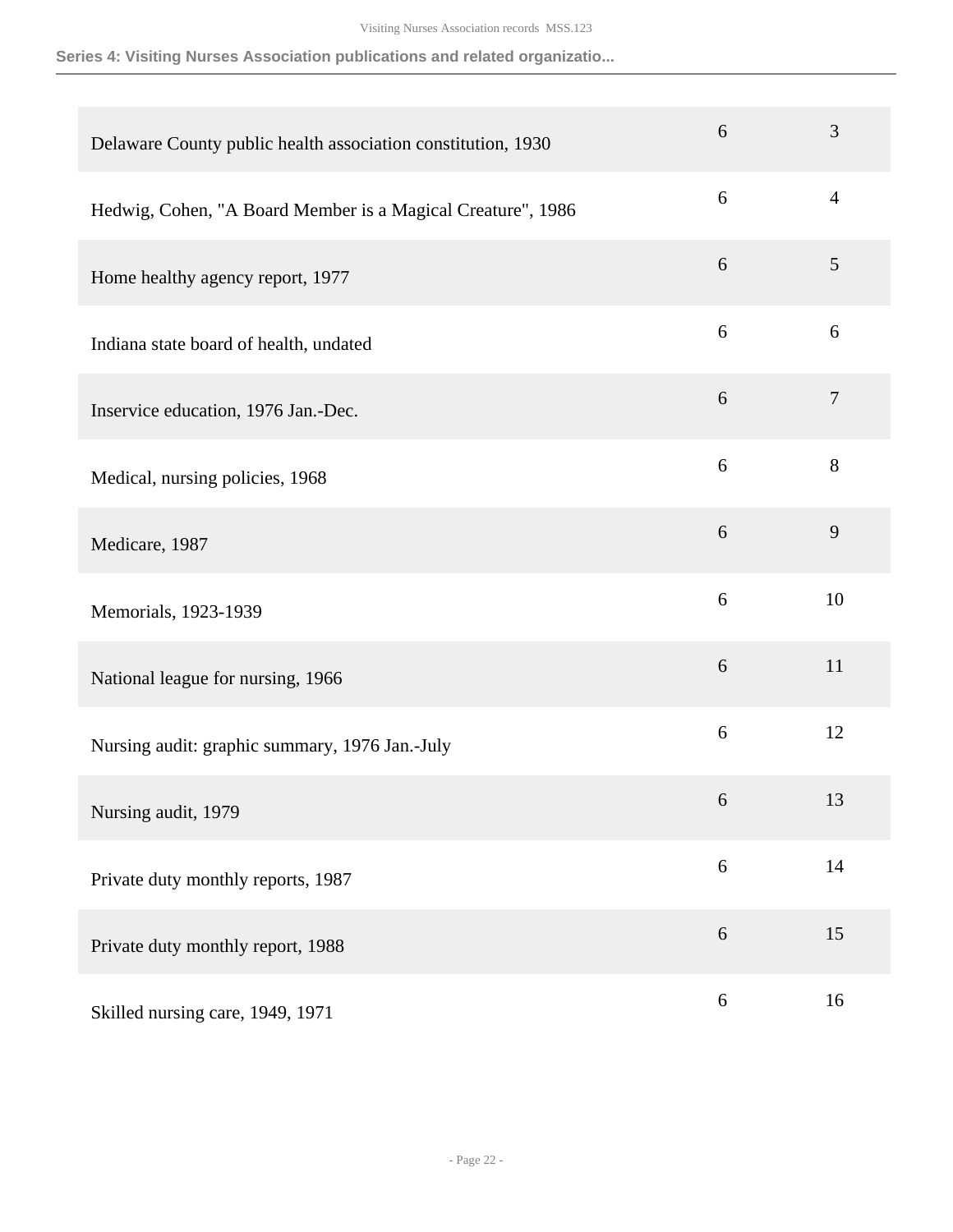| | | |
|---|---|---|
| Delaware County public health association constitution, 1930 | 6 | 3 |
| Hedwig, Cohen, "A Board Member is a Magical Creature", 1986 | 6 | 4 |
| Home healthy agency report, 1977 | 6 | 5 |
| Indiana state board of health, undated | 6 | 6 |
| Inservice education, 1976 Jan.-Dec. | 6 | 7 |
| Medical, nursing policies, 1968 | 6 | 8 |
| Medicare, 1987 | 6 | 9 |
| Memorials, 1923-1939 | 6 | 10 |
| National league for nursing, 1966 | 6 | 11 |
| Nursing audit: graphic summary, 1976 Jan.-July | 6 | 12 |
| Nursing audit, 1979 | 6 | 13 |
| Private duty monthly reports, 1987 | 6 | 14 |
| Private duty monthly report, 1988 | 6 | 15 |
| Skilled nursing care, 1949, 1971 | 6 | 16 |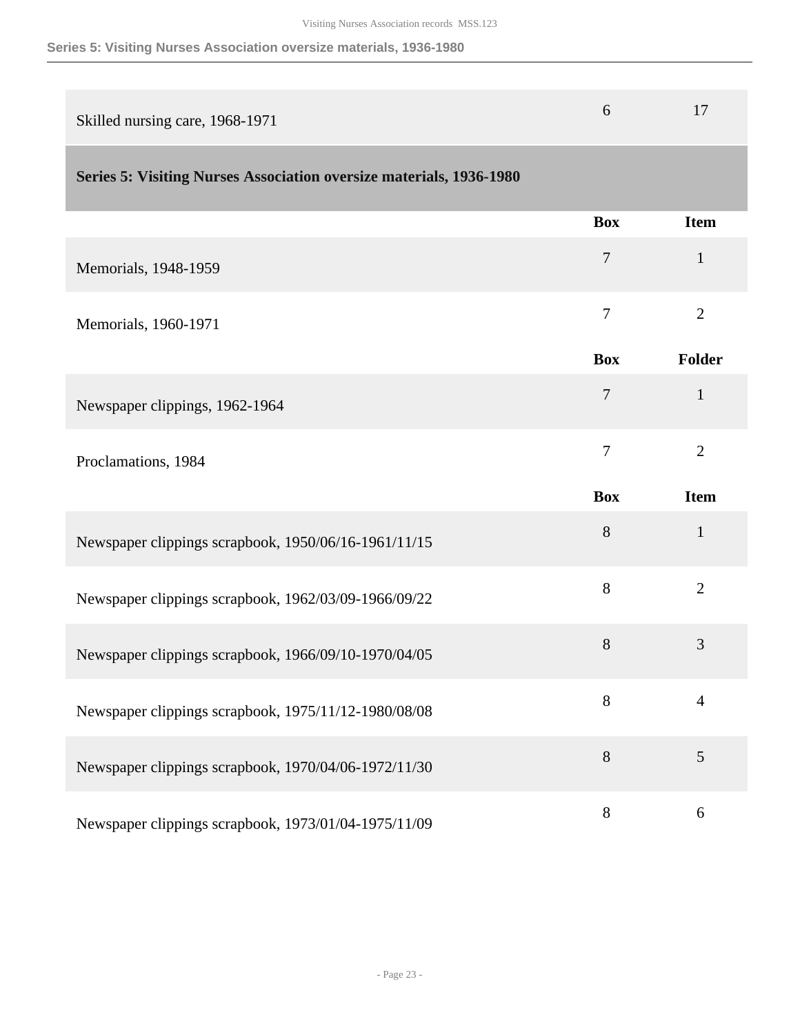| | | |
|---|---|---|
| Skilled nursing care, 1968-1971 | 6 | 17 |

## Series 5: Visiting Nurses Association oversize materials, 1936-1980

| | Box | Item |
|---|---|---|
| Memorials, 1948-1959 | 7 | 1 |
| Memorials, 1960-1971 | 7 | 2 |

| | Box | Folder |
|---|---|---|
| Newspaper clippings, 1962-1964 | 7 | 1 |
| Proclamations, 1984 | 7 | 2 |

| | Box | Item |
|---|---|---|
| Newspaper clippings scrapbook, 1950/06/16-1961/11/15 | 8 | 1 |
| Newspaper clippings scrapbook, 1962/03/09-1966/09/22 | 8 | 2 |
| Newspaper clippings scrapbook, 1966/09/10-1970/04/05 | 8 | 3 |
| Newspaper clippings scrapbook, 1975/11/12-1980/08/08 | 8 | 4 |
| Newspaper clippings scrapbook, 1970/04/06-1972/11/30 | 8 | 5 |
| Newspaper clippings scrapbook, 1973/01/04-1975/11/09 | 8 | 6 |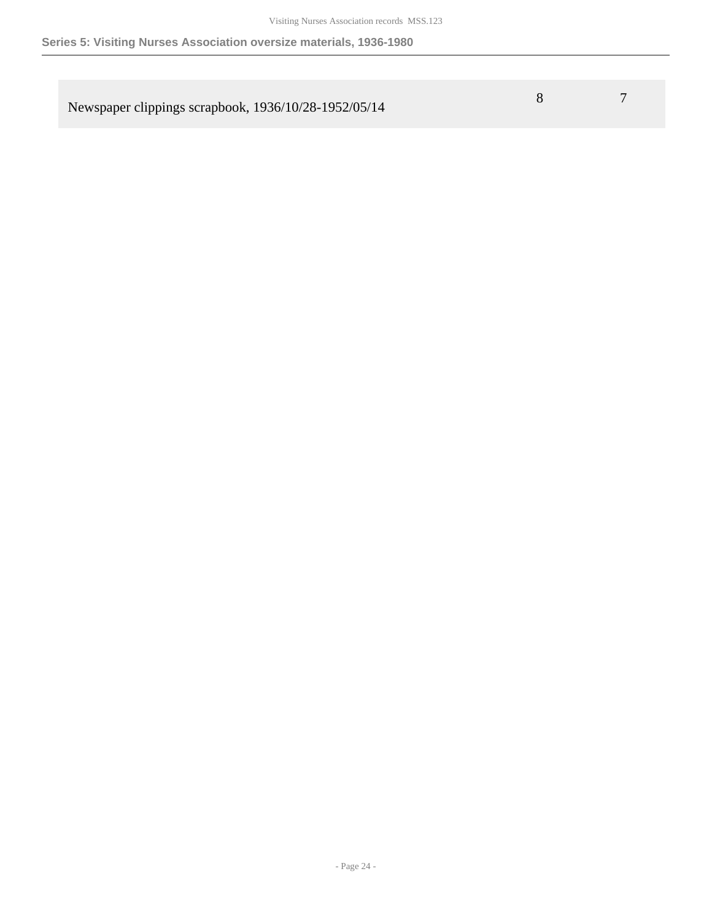## Series 5: Visiting Nurses Association oversize materials, 1936-1980

| | | |
|---|---|---|
| Newspaper clippings scrapbook, 1936/10/28-1952/05/14 | 8 | 7 |